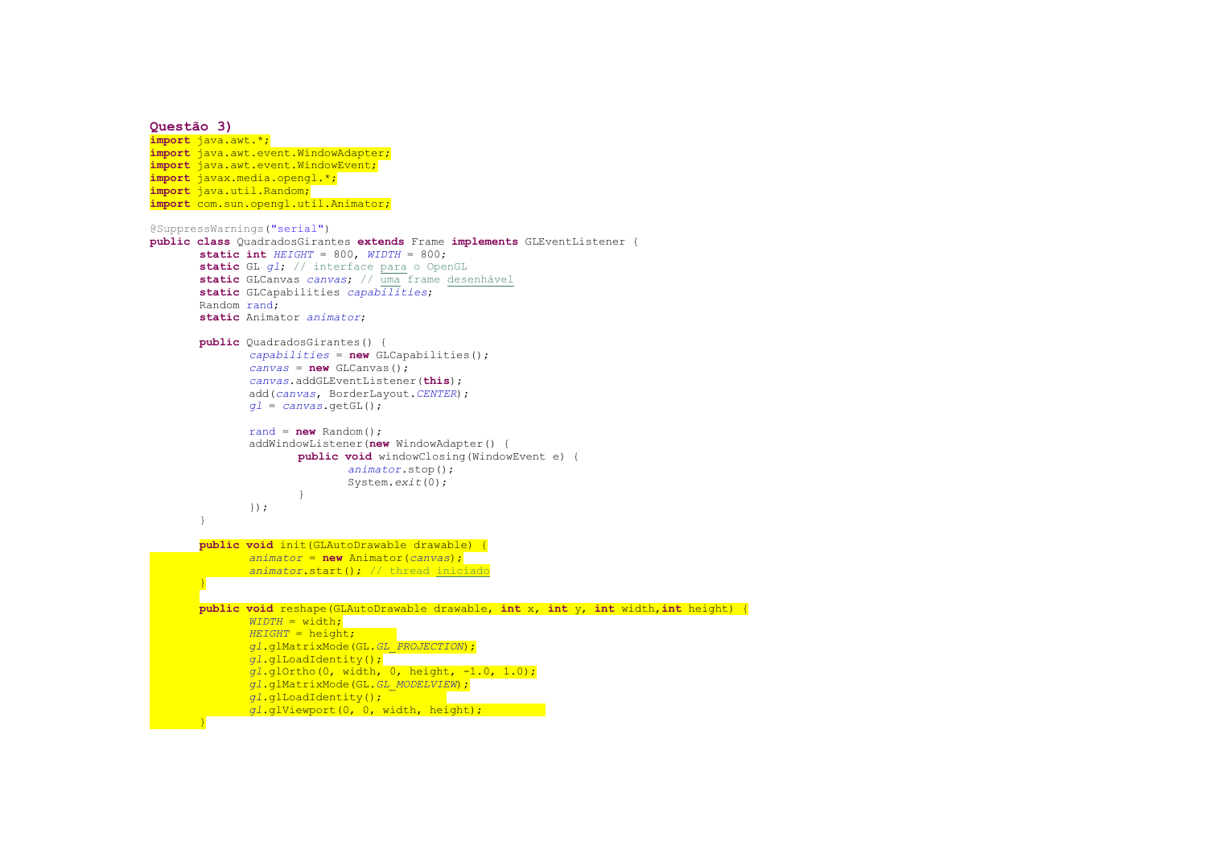**Questão 3)**

```java
import java.awt.*;
import java.awt.event.WindowAdapter;
import java.awt.event.WindowEvent;
import javax.media.opengl.*;
import java.util.Random;
import com.sun.opengl.util.Animator;

@SuppressWarnings("serial")
public class QuadradosGirantes extends Frame implements GLEventListener {
	static int HEIGHT = 800, WIDTH = 800;
	static GL gl; // interface para o OpenGL
	static GLCanvas canvas; // uma frame desenhável
	static GLCapabilities capabilities;
	Random rand;
	static Animator animator;

	public QuadradosGirantes() {
		capabilities = new GLCapabilities();
		canvas = new GLCanvas();
		canvas.addGLEventListener(this);
		add(canvas, BorderLayout.CENTER);
		gl = canvas.getGL();

		rand = new Random();
		addWindowListener(new WindowAdapter() {
			public void windowClosing(WindowEvent e) {
				animator.stop();
				System.exit(0);
			}
		});
	}

	public void init(GLAutoDrawable drawable) {
		animator = new Animator(canvas);
		animator.start(); // thread iniciado
	}

	public void reshape(GLAutoDrawable drawable, int x, int y, int width,int height) {
		WIDTH = width;
		HEIGHT = height;
		gl.glMatrixMode(GL.GL_PROJECTION);
		gl.glLoadIdentity();
		gl.glOrtho(0, width, 0, height, -1.0, 1.0);
		gl.glMatrixMode(GL.GL_MODELVIEW);
		gl.glLoadIdentity();
		gl.glViewport(0, 0, width, height);
	}
```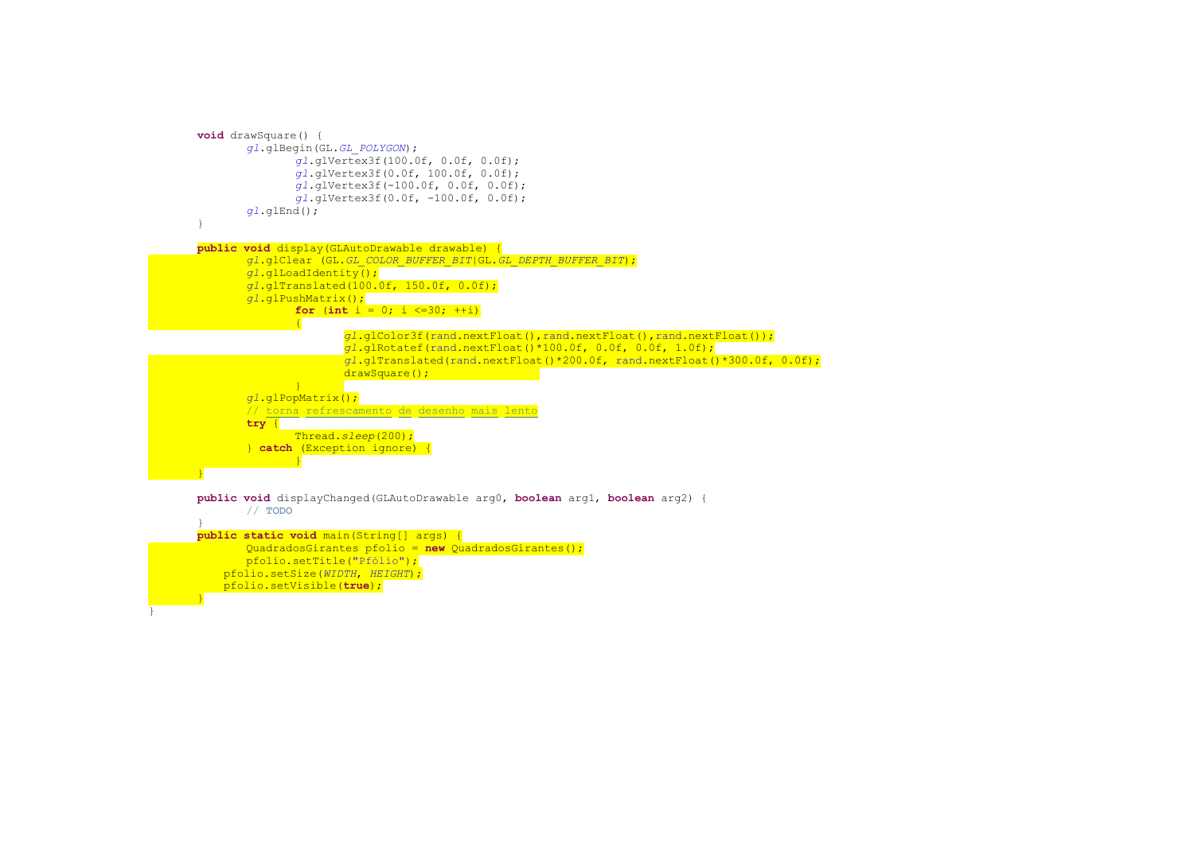```java
	void drawSquare() {
		gl.glBegin(GL.GL_POLYGON);
			gl.glVertex3f(100.0f, 0.0f, 0.0f);
			gl.glVertex3f(0.0f, 100.0f, 0.0f);
			gl.glVertex3f(-100.0f, 0.0f, 0.0f);
			gl.glVertex3f(0.0f, -100.0f, 0.0f);
		gl.glEnd();
	}

	public void display(GLAutoDrawable drawable) {
		gl.glClear (GL.GL_COLOR_BUFFER_BIT|GL.GL_DEPTH_BUFFER_BIT);
		gl.glLoadIdentity();
		gl.glTranslated(100.0f, 150.0f, 0.0f);
		gl.glPushMatrix();
			for (int i = 0; i <=30; ++i)
			{
				gl.glColor3f(rand.nextFloat(),rand.nextFloat(),rand.nextFloat());
				gl.glRotatef(rand.nextFloat()*100.0f, 0.0f, 0.0f, 1.0f);
				gl.glTranslated(rand.nextFloat()*200.0f, rand.nextFloat()*300.0f, 0.0f);
				drawSquare();
			}
		gl.glPopMatrix();
		// torna refrescamento de desenho mais lento
		try {
			Thread.sleep(200);
		} catch (Exception ignore) {
			}
	}

	public void displayChanged(GLAutoDrawable arg0, boolean arg1, boolean arg2) {
		// TODO
	}
	public static void main(String[] args) {
		QuadradosGirantes pfolio = new QuadradosGirantes();
		pfolio.setTitle("Pfólio");
	    pfolio.setSize(WIDTH, HEIGHT);
	    pfolio.setVisible(true);
	}
}
```